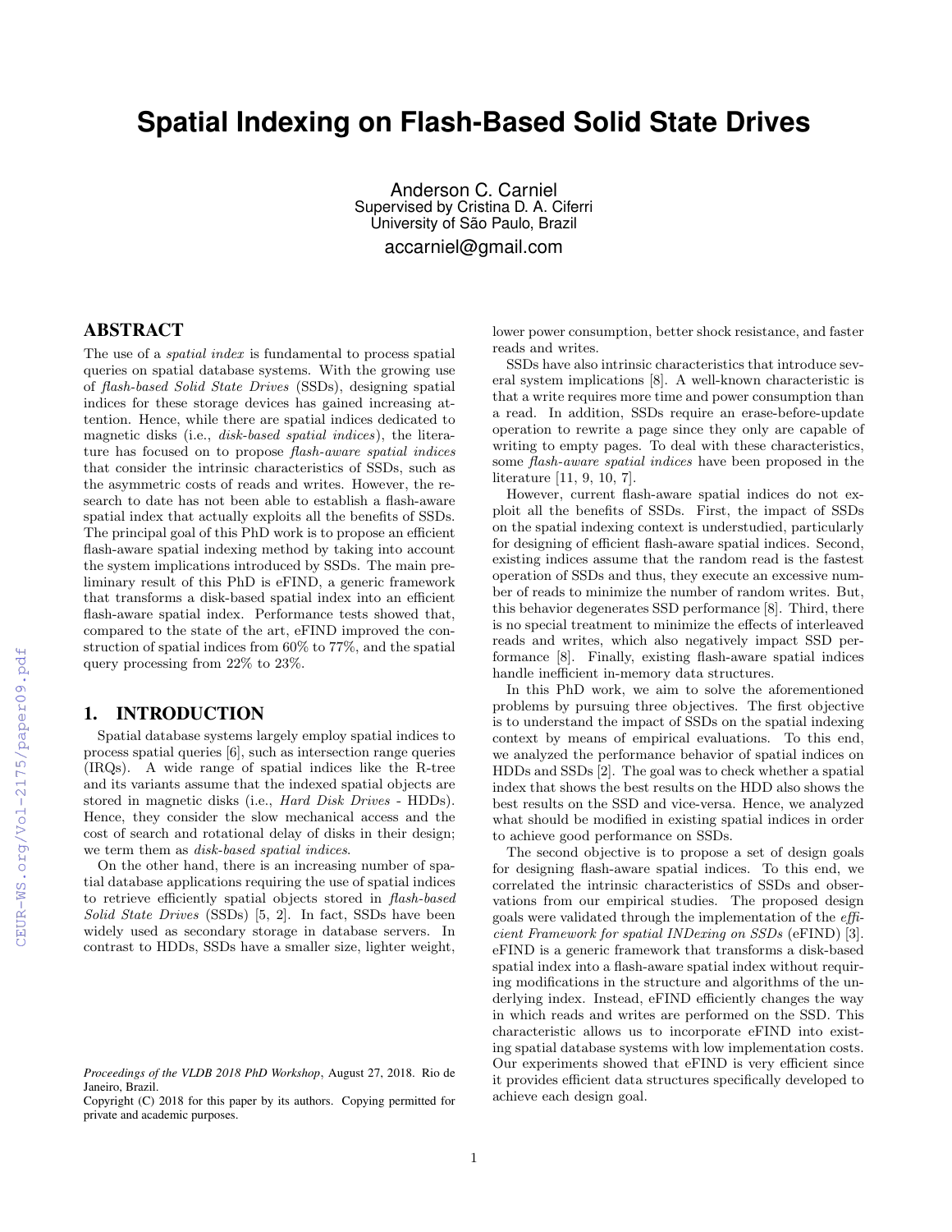# Spatial Indexing on Flash-Based Solid State Drives

Anderson C. Carniel
Supervised by Cristina D. A. Ciferri
University of São Paulo, Brazil
accarniel@gmail.com

## ABSTRACT

The use of a *spatial index* is fundamental to process spatial queries on spatial database systems. With the growing use of *flash-based Solid State Drives* (SSDs), designing spatial indices for these storage devices has gained increasing attention. Hence, while there are spatial indices dedicated to magnetic disks (i.e., *disk-based spatial indices*), the literature has focused on to propose *flash-aware spatial indices* that consider the intrinsic characteristics of SSDs, such as the asymmetric costs of reads and writes. However, the research to date has not been able to establish a flash-aware spatial index that actually exploits all the benefits of SSDs. The principal goal of this PhD work is to propose an efficient flash-aware spatial indexing method by taking into account the system implications introduced by SSDs. The main preliminary result of this PhD is eFIND, a generic framework that transforms a disk-based spatial index into an efficient flash-aware spatial index. Performance tests showed that, compared to the state of the art, eFIND improved the construction of spatial indices from 60% to 77%, and the spatial query processing from 22% to 23%.

## 1. INTRODUCTION

Spatial database systems largely employ spatial indices to process spatial queries [6], such as intersection range queries (IRQs). A wide range of spatial indices like the R-tree and its variants assume that the indexed spatial objects are stored in magnetic disks (i.e., *Hard Disk Drives* - HDDs). Hence, they consider the slow mechanical access and the cost of search and rotational delay of disks in their design; we term them as *disk-based spatial indices*.

On the other hand, there is an increasing number of spatial database applications requiring the use of spatial indices to retrieve efficiently spatial objects stored in *flash-based Solid State Drives* (SSDs) [5, 2]. In fact, SSDs have been widely used as secondary storage in database servers. In contrast to HDDs, SSDs have a smaller size, lighter weight, lower power consumption, better shock resistance, and faster reads and writes.

SSDs have also intrinsic characteristics that introduce several system implications [8]. A well-known characteristic is that a write requires more time and power consumption than a read. In addition, SSDs require an erase-before-update operation to rewrite a page since they only are capable of writing to empty pages. To deal with these characteristics, some *flash-aware spatial indices* have been proposed in the literature [11, 9, 10, 7].

However, current flash-aware spatial indices do not exploit all the benefits of SSDs. First, the impact of SSDs on the spatial indexing context is understudied, particularly for designing of efficient flash-aware spatial indices. Second, existing indices assume that the random read is the fastest operation of SSDs and thus, they execute an excessive number of reads to minimize the number of random writes. But, this behavior degenerates SSD performance [8]. Third, there is no special treatment to minimize the effects of interleaved reads and writes, which also negatively impact SSD performance [8]. Finally, existing flash-aware spatial indices handle inefficient in-memory data structures.

In this PhD work, we aim to solve the aforementioned problems by pursuing three objectives. The first objective is to understand the impact of SSDs on the spatial indexing context by means of empirical evaluations. To this end, we analyzed the performance behavior of spatial indices on HDDs and SSDs [2]. The goal was to check whether a spatial index that shows the best results on the HDD also shows the best results on the SSD and vice-versa. Hence, we analyzed what should be modified in existing spatial indices in order to achieve good performance on SSDs.

The second objective is to propose a set of design goals for designing flash-aware spatial indices. To this end, we correlated the intrinsic characteristics of SSDs and observations from our empirical studies. The proposed design goals were validated through the implementation of the *efficient Framework for spatial INDexing on SSDs* (eFIND) [3]. eFIND is a generic framework that transforms a disk-based spatial index into a flash-aware spatial index without requiring modifications in the structure and algorithms of the underlying index. Instead, eFIND efficiently changes the way in which reads and writes are performed on the SSD. This characteristic allows us to incorporate eFIND into existing spatial database systems with low implementation costs. Our experiments showed that eFIND is very efficient since it provides efficient data structures specifically developed to achieve each design goal.

*Proceedings of the VLDB 2018 PhD Workshop*, August 27, 2018. Rio de Janeiro, Brazil.
Copyright (C) 2018 for this paper by its authors. Copying permitted for private and academic purposes.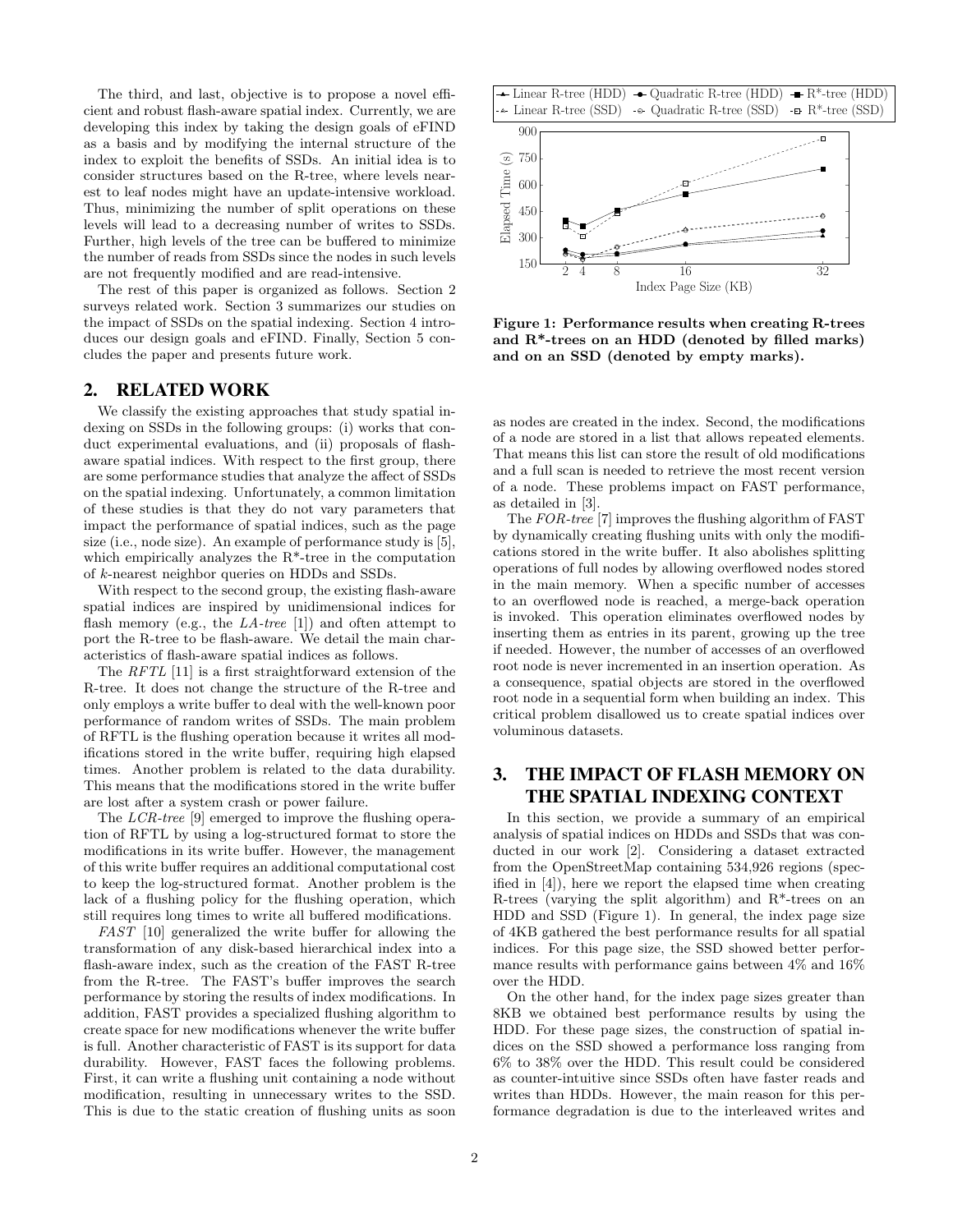The third, and last, objective is to propose a novel efficient and robust flash-aware spatial index. Currently, we are developing this index by taking the design goals of eFIND as a basis and by modifying the internal structure of the index to exploit the benefits of SSDs. An initial idea is to consider structures based on the R-tree, where levels nearest to leaf nodes might have an update-intensive workload. Thus, minimizing the number of split operations on these levels will lead to a decreasing number of writes to SSDs. Further, high levels of the tree can be buffered to minimize the number of reads from SSDs since the nodes in such levels are not frequently modified and are read-intensive.

The rest of this paper is organized as follows. Section 2 surveys related work. Section 3 summarizes our studies on the impact of SSDs on the spatial indexing. Section 4 introduces our design goals and eFIND. Finally, Section 5 concludes the paper and presents future work.

## 2. RELATED WORK

We classify the existing approaches that study spatial indexing on SSDs in the following groups: (i) works that conduct experimental evaluations, and (ii) proposals of flash-aware spatial indices. With respect to the first group, there are some performance studies that analyze the affect of SSDs on the spatial indexing. Unfortunately, a common limitation of these studies is that they do not vary parameters that impact the performance of spatial indices, such as the page size (i.e., node size). An example of performance study is [5], which empirically analyzes the R*-tree in the computation of $k$-nearest neighbor queries on HDDs and SSDs.

With respect to the second group, the existing flash-aware spatial indices are inspired by unidimensional indices for flash memory (e.g., the *LA-tree* [1]) and often attempt to port the R-tree to be flash-aware. We detail the main characteristics of flash-aware spatial indices as follows.

The *RFTL* [11] is a first straightforward extension of the R-tree. It does not change the structure of the R-tree and only employs a write buffer to deal with the well-known poor performance of random writes of SSDs. The main problem of RFTL is the flushing operation because it writes all modifications stored in the write buffer, requiring high elapsed times. Another problem is related to the data durability. This means that the modifications stored in the write buffer are lost after a system crash or power failure.

The *LCR-tree* [9] emerged to improve the flushing operation of RFTL by using a log-structured format to store the modifications in its write buffer. However, the management of this write buffer requires an additional computational cost to keep the log-structured format. Another problem is the lack of a flushing policy for the flushing operation, which still requires long times to write all buffered modifications.

*FAST* [10] generalized the write buffer for allowing the transformation of any disk-based hierarchical index into a flash-aware index, such as the creation of the FAST R-tree from the R-tree. The FAST's buffer improves the search performance by storing the results of index modifications. In addition, FAST provides a specialized flushing algorithm to create space for new modifications whenever the write buffer is full. Another characteristic of FAST is its support for data durability. However, FAST faces the following problems. First, it can write a flushing unit containing a node without modification, resulting in unnecessary writes to the SSD. This is due to the static creation of flushing units as soon as nodes are created in the index. Second, the modifications of a node are stored in a list that allows repeated elements. That means this list can store the result of old modifications and a full scan is needed to retrieve the most recent version of a node. These problems impact on FAST performance, as detailed in [3].

The *FOR-tree* [7] improves the flushing algorithm of FAST by dynamically creating flushing units with only the modifications stored in the write buffer. It also abolishes splitting operations of full nodes by allowing overflowed nodes stored in the main memory. When a specific number of accesses to an overflowed node is reached, a merge-back operation is invoked. This operation eliminates overflowed nodes by inserting them as entries in its parent, growing up the tree if needed. However, the number of accesses of an overflowed root node is never incremented in an insertion operation. As a consequence, spatial objects are stored in the overflowed root node in a sequential form when building an index. This critical problem disallowed us to create spatial indices over voluminous datasets.

**Figure 1: Performance results when creating R-trees and R*-trees on an HDD (denoted by filled marks) and on an SSD (denoted by empty marks).**

## 3. THE IMPACT OF FLASH MEMORY ON THE SPATIAL INDEXING CONTEXT

In this section, we provide a summary of an empirical analysis of spatial indices on HDDs and SSDs that was conducted in our work [2]. Considering a dataset extracted from the OpenStreetMap containing 534,926 regions (specified in [4]), here we report the elapsed time when creating R-trees (varying the split algorithm) and R*-trees on an HDD and SSD (Figure 1). In general, the index page size of 4KB gathered the best performance results for all spatial indices. For this page size, the SSD showed better performance results with performance gains between 4% and 16% over the HDD.

On the other hand, for the index page sizes greater than 8KB we obtained best performance results by using the HDD. For these page sizes, the construction of spatial indices on the SSD showed a performance loss ranging from 6% to 38% over the HDD. This result could be considered as counter-intuitive since SSDs often have faster reads and writes than HDDs. However, the main reason for this performance degradation is due to the interleaved writes and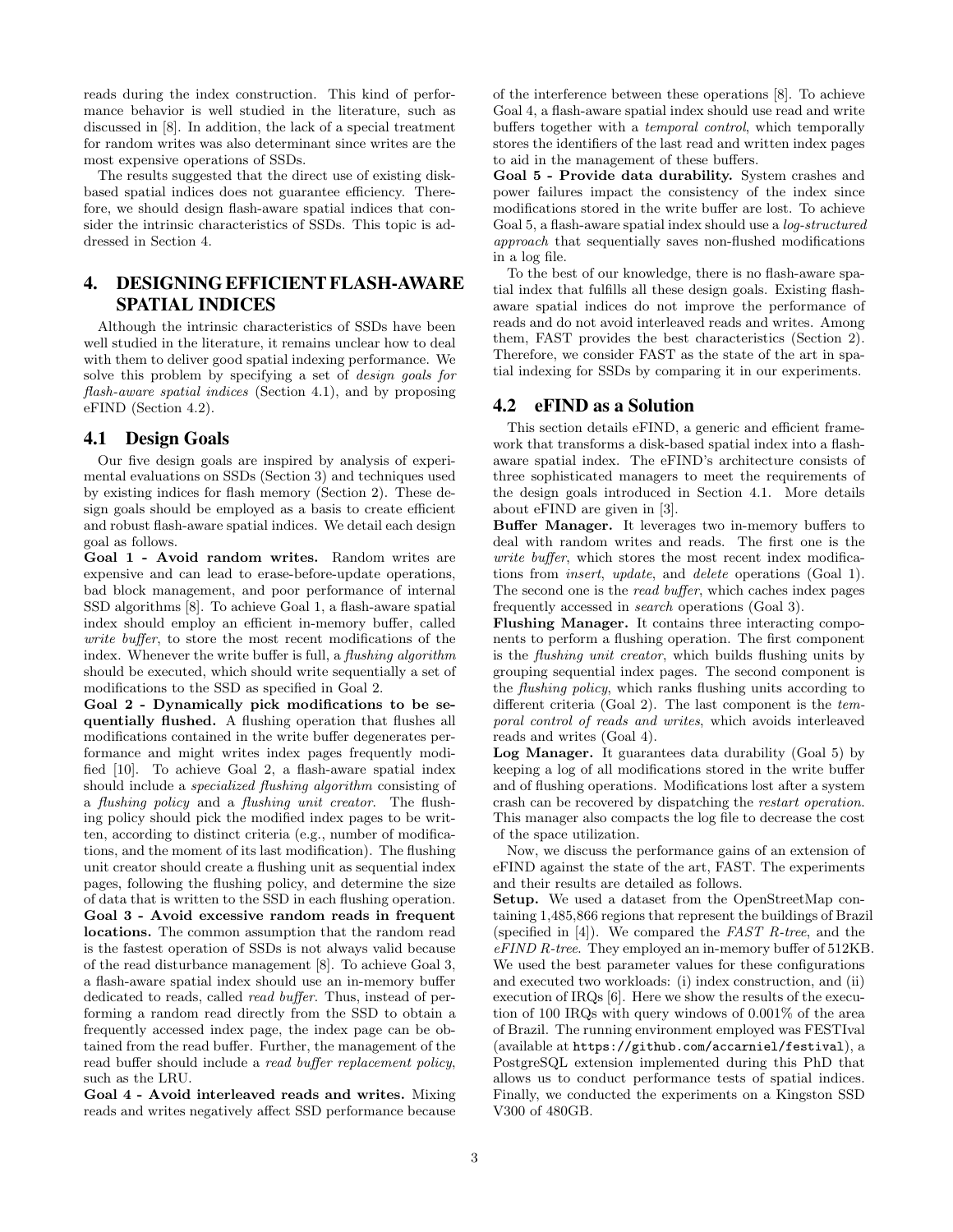reads during the index construction. This kind of performance behavior is well studied in the literature, such as discussed in [8]. In addition, the lack of a special treatment for random writes was also determinant since writes are the most expensive operations of SSDs.

The results suggested that the direct use of existing disk-based spatial indices does not guarantee efficiency. Therefore, we should design flash-aware spatial indices that consider the intrinsic characteristics of SSDs. This topic is addressed in Section 4.

# 4. DESIGNING EFFICIENT FLASH-AWARE SPATIAL INDICES

Although the intrinsic characteristics of SSDs have been well studied in the literature, it remains unclear how to deal with them to deliver good spatial indexing performance. We solve this problem by specifying a set of *design goals for flash-aware spatial indices* (Section 4.1), and by proposing eFIND (Section 4.2).

## 4.1 Design Goals

Our five design goals are inspired by analysis of experimental evaluations on SSDs (Section 3) and techniques used by existing indices for flash memory (Section 2). These design goals should be employed as a basis to create efficient and robust flash-aware spatial indices. We detail each design goal as follows.

**Goal 1 - Avoid random writes.** Random writes are expensive and can lead to erase-before-update operations, bad block management, and poor performance of internal SSD algorithms [8]. To achieve Goal 1, a flash-aware spatial index should employ an efficient in-memory buffer, called *write buffer*, to store the most recent modifications of the index. Whenever the write buffer is full, a *flushing algorithm* should be executed, which should write sequentially a set of modifications to the SSD as specified in Goal 2.

**Goal 2 - Dynamically pick modifications to be sequentially flushed.** A flushing operation that flushes all modifications contained in the write buffer degenerates performance and might writes index pages frequently modified [10]. To achieve Goal 2, a flash-aware spatial index should include a *specialized flushing algorithm* consisting of a *flushing policy* and a *flushing unit creator*. The flushing policy should pick the modified index pages to be written, according to distinct criteria (e.g., number of modifications, and the moment of its last modification). The flushing unit creator should create a flushing unit as sequential index pages, following the flushing policy, and determine the size of data that is written to the SSD in each flushing operation.

**Goal 3 - Avoid excessive random reads in frequent locations.** The common assumption that the random read is the fastest operation of SSDs is not always valid because of the read disturbance management [8]. To achieve Goal 3, a flash-aware spatial index should use an in-memory buffer dedicated to reads, called *read buffer*. Thus, instead of performing a random read directly from the SSD to obtain a frequently accessed index page, the index page can be obtained from the read buffer. Further, the management of the read buffer should include a *read buffer replacement policy*, such as the LRU.

**Goal 4 - Avoid interleaved reads and writes.** Mixing reads and writes negatively affect SSD performance because of the interference between these operations [8]. To achieve Goal 4, a flash-aware spatial index should use read and write buffers together with a *temporal control*, which temporally stores the identifiers of the last read and written index pages to aid in the management of these buffers.

**Goal 5 - Provide data durability.** System crashes and power failures impact the consistency of the index since modifications stored in the write buffer are lost. To achieve Goal 5, a flash-aware spatial index should use a *log-structured approach* that sequentially saves non-flushed modifications in a log file.

To the best of our knowledge, there is no flash-aware spatial index that fulfills all these design goals. Existing flash-aware spatial indices do not improve the performance of reads and do not avoid interleaved reads and writes. Among them, FAST provides the best characteristics (Section 2). Therefore, we consider FAST as the state of the art in spatial indexing for SSDs by comparing it in our experiments.

## 4.2 eFIND as a Solution

This section details eFIND, a generic and efficient framework that transforms a disk-based spatial index into a flash-aware spatial index. The eFIND's architecture consists of three sophisticated managers to meet the requirements of the design goals introduced in Section 4.1. More details about eFIND are given in [3].

**Buffer Manager.** It leverages two in-memory buffers to deal with random writes and reads. The first one is the *write buffer*, which stores the most recent index modifications from *insert*, *update*, and *delete* operations (Goal 1). The second one is the *read buffer*, which caches index pages frequently accessed in *search* operations (Goal 3).

**Flushing Manager.** It contains three interacting components to perform a flushing operation. The first component is the *flushing unit creator*, which builds flushing units by grouping sequential index pages. The second component is the *flushing policy*, which ranks flushing units according to different criteria (Goal 2). The last component is the *temporal control of reads and writes*, which avoids interleaved reads and writes (Goal 4).

**Log Manager.** It guarantees data durability (Goal 5) by keeping a log of all modifications stored in the write buffer and of flushing operations. Modifications lost after a system crash can be recovered by dispatching the *restart operation*. This manager also compacts the log file to decrease the cost of the space utilization.

Now, we discuss the performance gains of an extension of eFIND against the state of the art, FAST. The experiments and their results are detailed as follows.

**Setup.** We used a dataset from the OpenStreetMap containing 1,485,866 regions that represent the buildings of Brazil (specified in [4]). We compared the *FAST R-tree*, and the *eFIND R-tree*. They employed an in-memory buffer of 512KB. We used the best parameter values for these configurations and executed two workloads: (i) index construction, and (ii) execution of IRQs [6]. Here we show the results of the execution of 100 IRQs with query windows of 0.001% of the area of Brazil. The running environment employed was FESTIval (available at `https://github.com/accarniel/festival`), a PostgreSQL extension implemented during this PhD that allows us to conduct performance tests of spatial indices. Finally, we conducted the experiments on a Kingston SSD V300 of 480GB.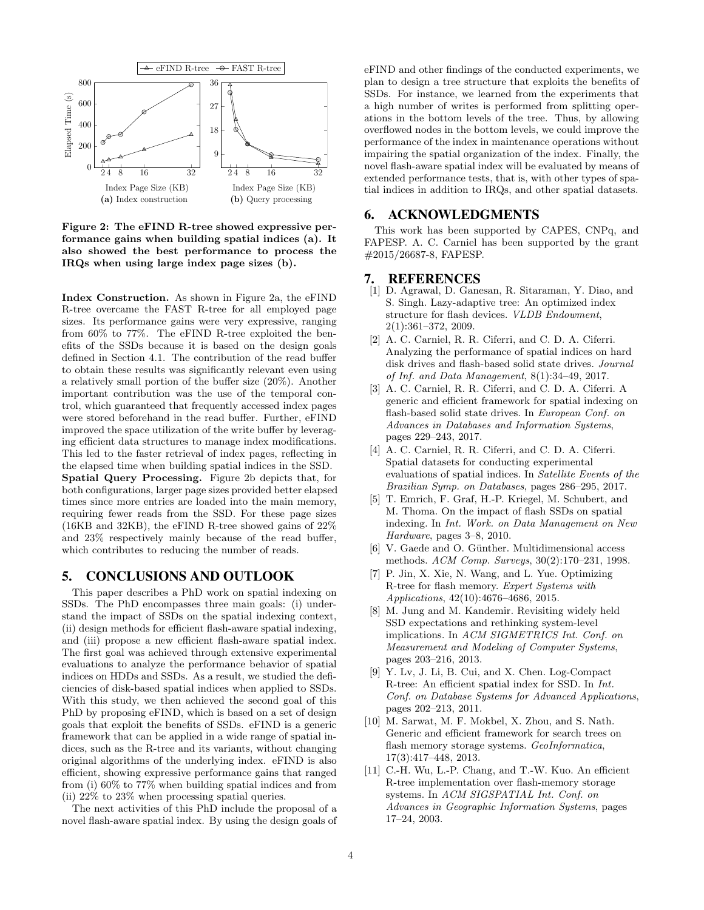eFIND R-tree FAST R-tree

800
600
400
200
0
Elapsed Time (s)
2 4 8 16 32
Index Page Size (KB)
(a) Index construction

36
27
18
9
2 4 8 16 32
Index Page Size (KB)
(b) Query processing

**Figure 2: The eFIND R-tree showed expressive performance gains when building spatial indices (a). It also showed the best performance to process the IRQs when using large index page sizes (b).**

**Index Construction.** As shown in Figure 2a, the eFIND R-tree overcame the FAST R-tree for all employed page sizes. Its performance gains were very expressive, ranging from 60% to 77%. The eFIND R-tree exploited the benefits of the SSDs because it is based on the design goals defined in Section 4.1. The contribution of the read buffer to obtain these results was significantly relevant even using a relatively small portion of the buffer size (20%). Another important contribution was the use of the temporal control, which guaranteed that frequently accessed index pages were stored beforehand in the read buffer. Further, eFIND improved the space utilization of the write buffer by leveraging efficient data structures to manage index modifications. This led to the faster retrieval of index pages, reflecting in the elapsed time when building spatial indices in the SSD.

**Spatial Query Processing.** Figure 2b depicts that, for both configurations, larger page sizes provided better elapsed times since more entries are loaded into the main memory, requiring fewer reads from the SSD. For these page sizes (16KB and 32KB), the eFIND R-tree showed gains of 22% and 23% respectively mainly because of the read buffer, which contributes to reducing the number of reads.

## 5. CONCLUSIONS AND OUTLOOK

This paper describes a PhD work on spatial indexing on SSDs. The PhD encompasses three main goals: (i) understand the impact of SSDs on the spatial indexing context, (ii) design methods for efficient flash-aware spatial indexing, and (iii) propose a new efficient flash-aware spatial index. The first goal was achieved through extensive experimental evaluations to analyze the performance behavior of spatial indices on HDDs and SSDs. As a result, we studied the deficiencies of disk-based spatial indices when applied to SSDs. With this study, we then achieved the second goal of this PhD by proposing eFIND, which is based on a set of design goals that exploit the benefits of SSDs. eFIND is a generic framework that can be applied in a wide range of spatial indices, such as the R-tree and its variants, without changing original algorithms of the underlying index. eFIND is also efficient, showing expressive performance gains that ranged from (i) 60% to 77% when building spatial indices and from (ii) 22% to 23% when processing spatial queries.

The next activities of this PhD include the proposal of a novel flash-aware spatial index. By using the design goals of eFIND and other findings of the conducted experiments, we plan to design a tree structure that exploits the benefits of SSDs. For instance, we learned from the experiments that a high number of writes is performed from splitting operations in the bottom levels of the tree. Thus, by allowing overflowed nodes in the bottom levels, we could improve the performance of the index in maintenance operations without impairing the spatial organization of the index. Finally, the novel flash-aware spatial index will be evaluated by means of extended performance tests, that is, with other types of spatial indices in addition to IRQs, and other spatial datasets.

## 6. ACKNOWLEDGMENTS

This work has been supported by CAPES, CNPq, and FAPESP. A. C. Carniel has been supported by the grant #2015/26687-8, FAPESP.

## 7. REFERENCES

[1] D. Agrawal, D. Ganesan, R. Sitaraman, Y. Diao, and S. Singh. Lazy-adaptive tree: An optimized index structure for flash devices. *VLDB Endowment*, 2(1):361–372, 2009.

[2] A. C. Carniel, R. R. Ciferri, and C. D. A. Ciferri. Analyzing the performance of spatial indices on hard disk drives and flash-based solid state drives. *Journal of Inf. and Data Management*, 8(1):34–49, 2017.

[3] A. C. Carniel, R. R. Ciferri, and C. D. A. Ciferri. A generic and efficient framework for spatial indexing on flash-based solid state drives. In *European Conf. on Advances in Databases and Information Systems*, pages 229–243, 2017.

[4] A. C. Carniel, R. R. Ciferri, and C. D. A. Ciferri. Spatial datasets for conducting experimental evaluations of spatial indices. In *Satellite Events of the Brazilian Symp. on Databases*, pages 286–295, 2017.

[5] T. Emrich, F. Graf, H.-P. Kriegel, M. Schubert, and M. Thoma. On the impact of flash SSDs on spatial indexing. In *Int. Work. on Data Management on New Hardware*, pages 3–8, 2010.

[6] V. Gaede and O. Günther. Multidimensional access methods. *ACM Comp. Surveys*, 30(2):170–231, 1998.

[7] P. Jin, X. Xie, N. Wang, and L. Yue. Optimizing R-tree for flash memory. *Expert Systems with Applications*, 42(10):4676–4686, 2015.

[8] M. Jung and M. Kandemir. Revisiting widely held SSD expectations and rethinking system-level implications. In *ACM SIGMETRICS Int. Conf. on Measurement and Modeling of Computer Systems*, pages 203–216, 2013.

[9] Y. Lv, J. Li, B. Cui, and X. Chen. Log-Compact R-tree: An efficient spatial index for SSD. In *Int. Conf. on Database Systems for Advanced Applications*, pages 202–213, 2011.

[10] M. Sarwat, M. F. Mokbel, X. Zhou, and S. Nath. Generic and efficient framework for search trees on flash memory storage systems. *GeoInformatica*, 17(3):417–448, 2013.

[11] C.-H. Wu, L.-P. Chang, and T.-W. Kuo. An efficient R-tree implementation over flash-memory storage systems. In *ACM SIGSPATIAL Int. Conf. on Advances in Geographic Information Systems*, pages 17–24, 2003.